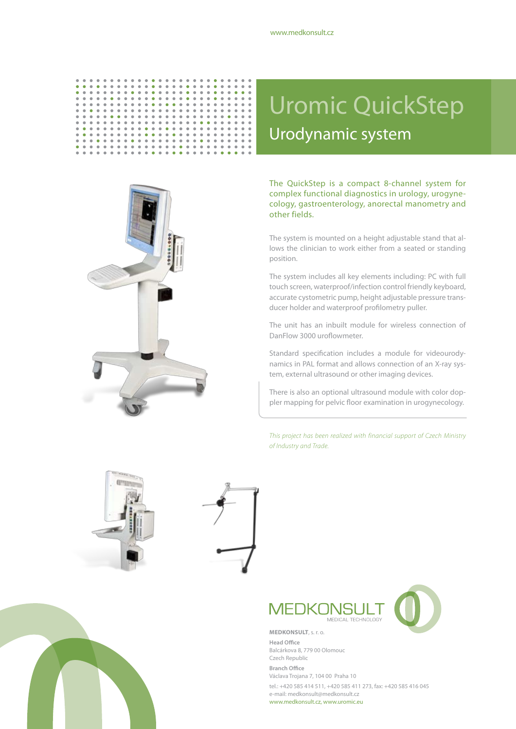www.medkonsult.cz

# Uromic QuickStep

## Urodynamic system

The QuickStep is a compact 8-channel system for complex functional diagnostics in urology, urogynecology, gastroenterology, anorectal manometry and other fields.

The system is mounted on a height adjustable stand that allows the clinician to work either from a seated or standing position.

The system includes all key elements including: PC with full touch screen, waterproof/infection control friendly keyboard, accurate cystometric pump, height adjustable pressure transducer holder and waterproof profilometry puller.

The unit has an inbuilt module for wireless connection of DanFlow 3000 uroflowmeter.

Standard specification includes a module for videourodynamics in PAL format and allows connection of an X-ray system, external ultrasound or other imaging devices.

There is also an optional ultrasound module with color doppler mapping for pelvic floor examination in urogynecology.

*This project has been realized with financial support of Czech Ministry of Industry and Trade.*

MEDKONSULT
MEDICAL TECHNOLOGY

**MEDKONSULT**, s. r. o.

**Head Office**
Balcárkova 8, 779 00 Olomouc
Czech Republic

**Branch Office**
Václava Trojana 7, 104 00 Praha 10

tel.: +420 585 414 511, +420 585 411 273, fax: +420 585 416 045
e-mail: medkonsult@medkonsult.cz
www.medkonsult.cz, www.uromic.eu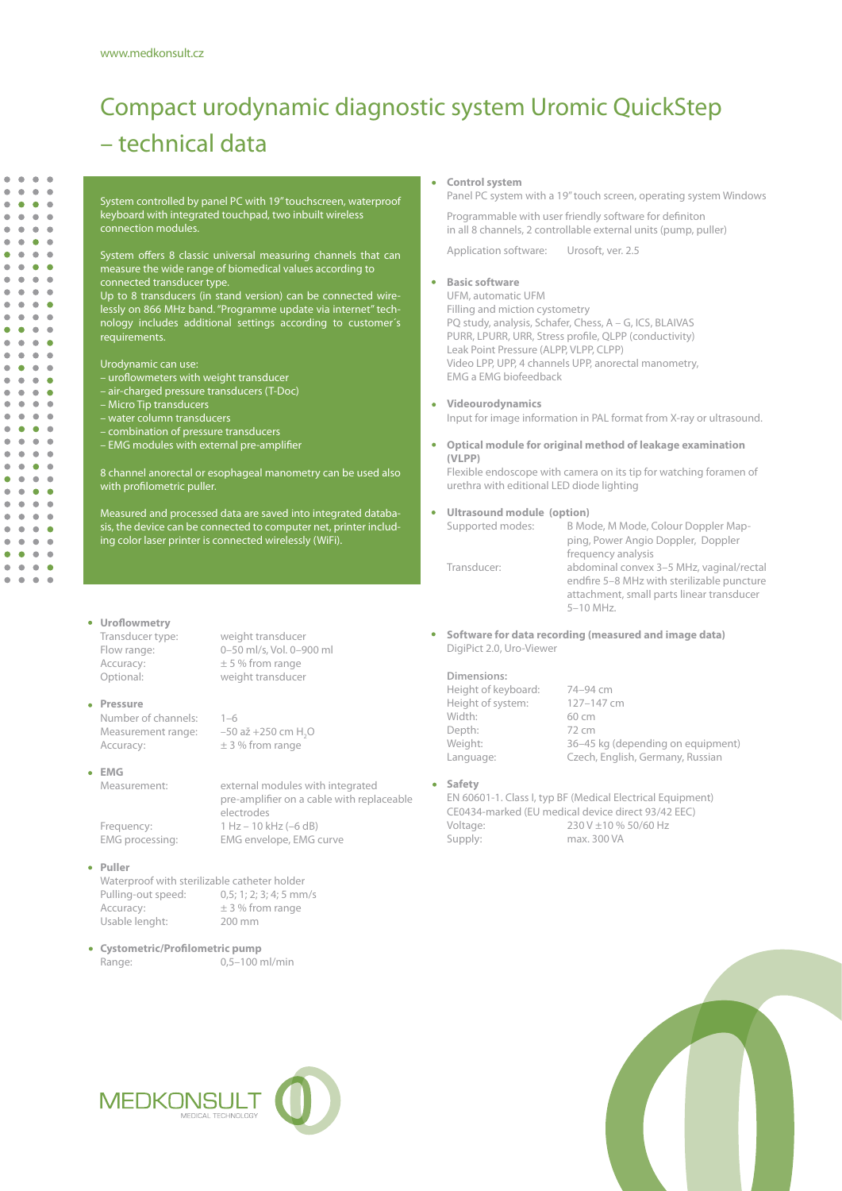# Compact urodynamic diagnostic system Uromic QuickStep – technical data

System controlled by panel PC with 19" touchscreen, waterproof keyboard with integrated touchpad, two inbuilt wireless connection modules.

System offers 8 classic universal measuring channels that can measure the wide range of biomedical values according to connected transducer type.
Up to 8 transducers (in stand version) can be connected wirelessly on 866 MHz band. "Programme update via internet" technology includes additional settings according to customer´s requirements.

Urodynamic can use:
– uroflowmeters with weight transducer
– air-charged pressure transducers (T-Doc)
– Micro Tip transducers
– water column transducers
– combination of pressure transducers
– EMG modules with external pre-amplifier

8 channel anorectal or esophageal manometry can be used also with profilometric puller.

Measured and processed data are saved into integrated database, the device can be connected to computer net, printer including color laser printer is connected wirelessly (WiFi).

- **Uroflowmetry**

| | |
|---|---|
| Transducer type: | weight transducer |
| Flow range: | 0–50 ml/s, Vol. 0–900 ml |
| Accuracy: | ± 5 % from range |
| Optional: | weight transducer |

- **Pressure**

| | |
|---|---|
| Number of channels: | 1–6 |
| Measurement range: | –50 až +250 cm $H_2O$ |
| Accuracy: | ± 3 % from range |

- **EMG**

| | |
|---|---|
| Measurement: | external modules with integrated pre-amplifier on a cable with replaceable electrodes |
| Frequency: | 1 Hz – 10 kHz (–6 dB) |
| EMG processing: | EMG envelope, EMG curve |

- **Puller**

Waterproof with sterilizable catheter holder

| | |
|---|---|
| Pulling-out speed: | 0,5; 1; 2; 3; 4; 5 mm/s |
| Accuracy: | ± 3 % from range |
| Usable lenght: | 200 mm |

- **Cystometric/Profilometric pump**

| | |
|---|---|
| Range: | 0,5–100 ml/min |

- **Control system**

Panel PC system with a 19" touch screen, operating system Windows

Programmable with user friendly software for definiton in all 8 channels, 2 controllable external units (pump, puller)

Application software: Urosoft, ver. 2.5

- **Basic software**

UFM, automatic UFM
Filling and miction cystometry
PQ study, analysis, Schafer, Chess, A – G, ICS, BLAIVAS
PURR, LPURR, URR, Stress profile, QLPP (conductivity)
Leak Point Pressure (ALPP, VLPP, CLPP)
Video LPP, UPP, 4 channels UPP, anorectal manometry,
EMG a EMG biofeedback

- **Videourodynamics**

Input for image information in PAL format from X-ray or ultrasound.

- **Optical module for original method of leakage examination (VLPP)**

Flexible endoscope with camera on its tip for watching foramen of urethra with editional LED diode lighting

- **Ultrasound module (option)**

| | |
|---|---|
| Supported modes: | B Mode, M Mode, Colour Doppler Mapping, Power Angio Doppler, Doppler frequency analysis |
| Transducer: | abdominal convex 3–5 MHz, vaginal/rectal endfire 5–8 MHz with sterilizable puncture attachment, small parts linear transducer 5–10 MHz. |

- **Software for data recording (measured and image data)**

DigiPict 2.0, Uro-Viewer

**Dimensions:**

| | |
|---|---|
| Height of keyboard: | 74–94 cm |
| Height of system: | 127–147 cm |
| Width: | 60 cm |
| Depth: | 72 cm |
| Weight: | 36–45 kg (depending on equipment) |
| Language: | Czech, English, Germany, Russian |

- **Safety**

EN 60601-1. Class I, typ BF (Medical Electrical Equipment)
CE0434-marked (EU medical device direct 93/42 EEC)

| | |
|---|---|
| Voltage: | 230 V ±10 % 50/60 Hz |
| Supply: | max. 300 VA |

MEDKONSULT
MEDICAL TECHNOLOGY